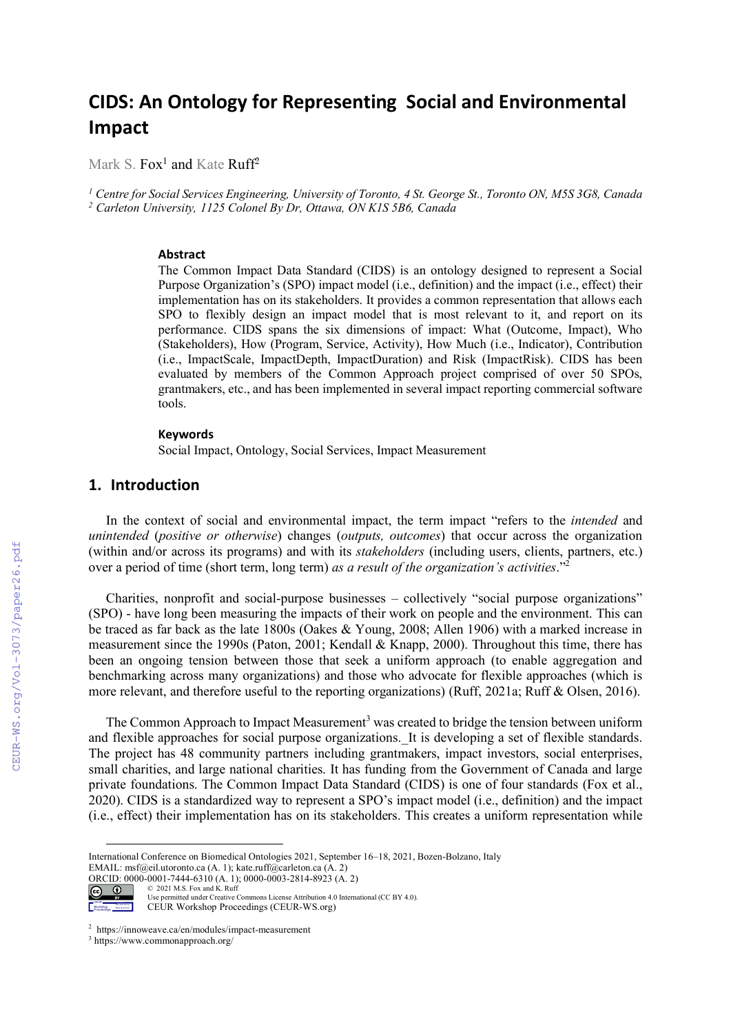# CIDS: An Ontology for Representing Social and Environmental Impact

Mark S. Fox[1] and Kate Ruff[2]

[1] Centre for Social Services Engineering, University of Toronto, 4 St. George St., Toronto ON, M5S 3G8, Canada
[2] Carleton University, 1125 Colonel By Dr, Ottawa, ON K1S 5B6, Canada

### Abstract

The Common Impact Data Standard (CIDS) is an ontology designed to represent a Social Purpose Organization's (SPO) impact model (i.e., definition) and the impact (i.e., effect) their implementation has on its stakeholders. It provides a common representation that allows each SPO to flexibly design an impact model that is most relevant to it, and report on its performance. CIDS spans the six dimensions of impact: What (Outcome, Impact), Who (Stakeholders), How (Program, Service, Activity), How Much (i.e., Indicator), Contribution (i.e., ImpactScale, ImpactDepth, ImpactDuration) and Risk (ImpactRisk). CIDS has been evaluated by members of the Common Approach project comprised of over 50 SPOs, grantmakers, etc., and has been implemented in several impact reporting commercial software tools.

### Keywords

Social Impact, Ontology, Social Services, Impact Measurement

## 1. Introduction

In the context of social and environmental impact, the term impact "refers to the *intended* and *unintended* (*positive or otherwise*) changes (*outputs, outcomes*) that occur across the organization (within and/or across its programs) and with its *stakeholders* (including users, clients, partners, etc.) over a period of time (short term, long term) *as a result of the organization's activities*."[2]

Charities, nonprofit and social-purpose businesses – collectively "social purpose organizations" (SPO) - have long been measuring the impacts of their work on people and the environment. This can be traced as far back as the late 1800s (Oakes & Young, 2008; Allen 1906) with a marked increase in measurement since the 1990s (Paton, 2001; Kendall & Knapp, 2000). Throughout this time, there has been an ongoing tension between those that seek a uniform approach (to enable aggregation and benchmarking across many organizations) and those who advocate for flexible approaches (which is more relevant, and therefore useful to the reporting organizations) (Ruff, 2021a; Ruff & Olsen, 2016).

The Common Approach to Impact Measurement[3] was created to bridge the tension between uniform and flexible approaches for social purpose organizations._It is developing a set of flexible standards. The project has 48 community partners including grantmakers, impact investors, social enterprises, small charities, and large national charities. It has funding from the Government of Canada and large private foundations. The Common Impact Data Standard (CIDS) is one of four standards (Fox et al., 2020). CIDS is a standardized way to represent a SPO's impact model (i.e., definition) and the impact (i.e., effect) their implementation has on its stakeholders. This creates a uniform representation while

---

International Conference on Biomedical Ontologies 2021, September 16–18, 2021, Bozen-Bolzano, Italy
EMAIL: msf@eil.utoronto.ca (A. 1); kate.ruff@carleton.ca (A. 2)
ORCID: 0000-0001-7444-6310 (A. 1); 0000-0003-2814-8923 (A. 2)
© 2021 M.S. Fox and K. Ruff
Use permitted under Creative Commons License Attribution 4.0 International (CC BY 4.0).
CEUR Workshop Proceedings (CEUR-WS.org)

[2] https://innoweave.ca/en/modules/impact-measurement
[3] https://www.commonapproach.org/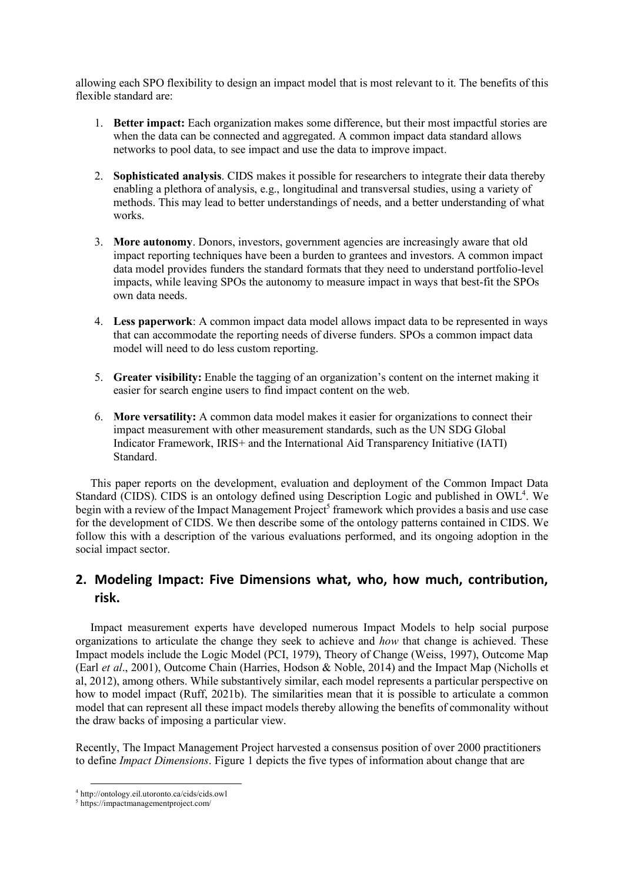allowing each SPO flexibility to design an impact model that is most relevant to it. The benefits of this flexible standard are:

1. **Better impact:** Each organization makes some difference, but their most impactful stories are when the data can be connected and aggregated. A common impact data standard allows networks to pool data, to see impact and use the data to improve impact.

2. **Sophisticated analysis**. CIDS makes it possible for researchers to integrate their data thereby enabling a plethora of analysis, e.g., longitudinal and transversal studies, using a variety of methods. This may lead to better understandings of needs, and a better understanding of what works.

3. **More autonomy**. Donors, investors, government agencies are increasingly aware that old impact reporting techniques have been a burden to grantees and investors. A common impact data model provides funders the standard formats that they need to understand portfolio-level impacts, while leaving SPOs the autonomy to measure impact in ways that best-fit the SPOs own data needs.

4. **Less paperwork**: A common impact data model allows impact data to be represented in ways that can accommodate the reporting needs of diverse funders. SPOs a common impact data model will need to do less custom reporting.

5. **Greater visibility:** Enable the tagging of an organization's content on the internet making it easier for search engine users to find impact content on the web.

6. **More versatility:** A common data model makes it easier for organizations to connect their impact measurement with other measurement standards, such as the UN SDG Global Indicator Framework, IRIS+ and the International Aid Transparency Initiative (IATI) Standard.

This paper reports on the development, evaluation and deployment of the Common Impact Data Standard (CIDS). CIDS is an ontology defined using Description Logic and published in OWL[4]. We begin with a review of the Impact Management Project[5] framework which provides a basis and use case for the development of CIDS. We then describe some of the ontology patterns contained in CIDS. We follow this with a description of the various evaluations performed, and its ongoing adoption in the social impact sector.

## 2. Modeling Impact: Five Dimensions what, who, how much, contribution, risk.

Impact measurement experts have developed numerous Impact Models to help social purpose organizations to articulate the change they seek to achieve and *how* that change is achieved. These Impact models include the Logic Model (PCI, 1979), Theory of Change (Weiss, 1997), Outcome Map (Earl *et al*., 2001), Outcome Chain (Harries, Hodson & Noble, 2014) and the Impact Map (Nicholls et al, 2012), among others. While substantively similar, each model represents a particular perspective on how to model impact (Ruff, 2021b). The similarities mean that it is possible to articulate a common model that can represent all these impact models thereby allowing the benefits of commonality without the draw backs of imposing a particular view.

Recently, The Impact Management Project harvested a consensus position of over 2000 practitioners to define *Impact Dimensions*. Figure 1 depicts the five types of information about change that are

[4] http://ontology.eil.utoronto.ca/cids/cids.owl

[5] https://impactmanagementproject.com/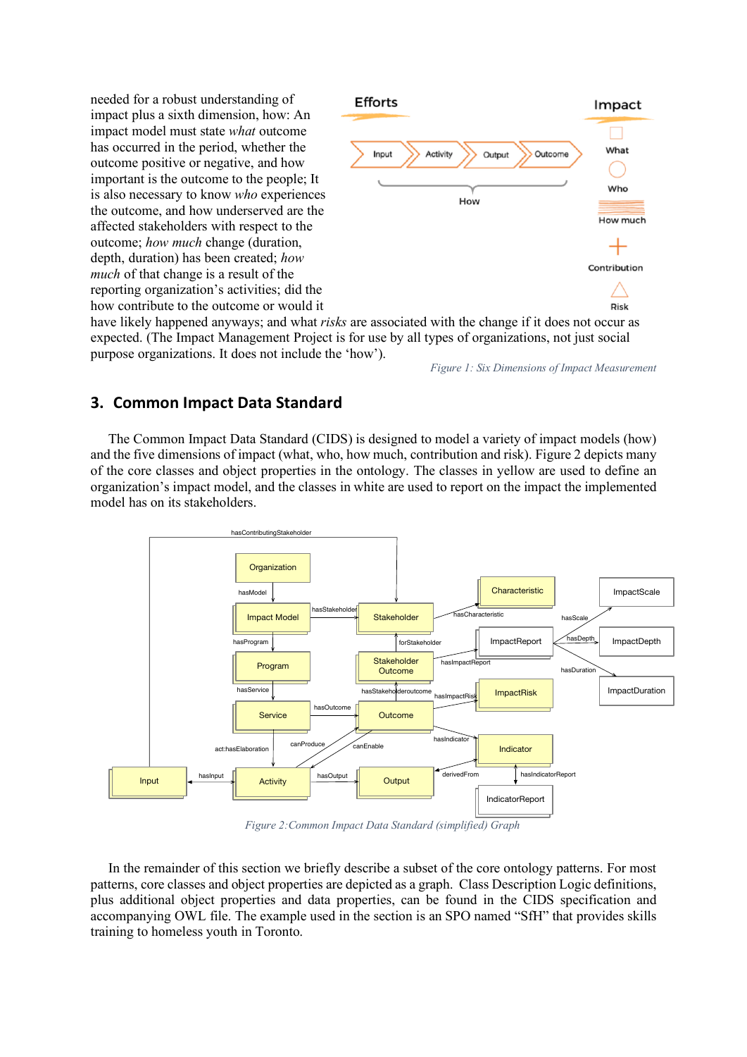needed for a robust understanding of impact plus a sixth dimension, how: An impact model must state *what* outcome has occurred in the period, whether the outcome positive or negative, and how important is the outcome to the people; It is also necessary to know *who* experiences the outcome, and how underserved are the affected stakeholders with respect to the outcome; *how much* change (duration, depth, duration) has been created; *how much* of that change is a result of the reporting organization's activities; did the how contribute to the outcome or would it have likely happened anyways; and what *risks* are associated with the change if it does not occur as expected. (The Impact Management Project is for use by all types of organizations, not just social purpose organizations. It does not include the 'how').

*Figure 1: Six Dimensions of Impact Measurement*

## 3. Common Impact Data Standard

The Common Impact Data Standard (CIDS) is designed to model a variety of impact models (how) and the five dimensions of impact (what, who, how much, contribution and risk). Figure 2 depicts many of the core classes and object properties in the ontology. The classes in yellow are used to define an organization's impact model, and the classes in white are used to report on the impact the implemented model has on its stakeholders.

*Figure 2: Common Impact Data Standard (simplified) Graph*

In the remainder of this section we briefly describe a subset of the core ontology patterns. For most patterns, core classes and object properties are depicted as a graph. Class Description Logic definitions, plus additional object properties and data properties, can be found in the CIDS specification and accompanying OWL file. The example used in the section is an SPO named "SfH" that provides skills training to homeless youth in Toronto.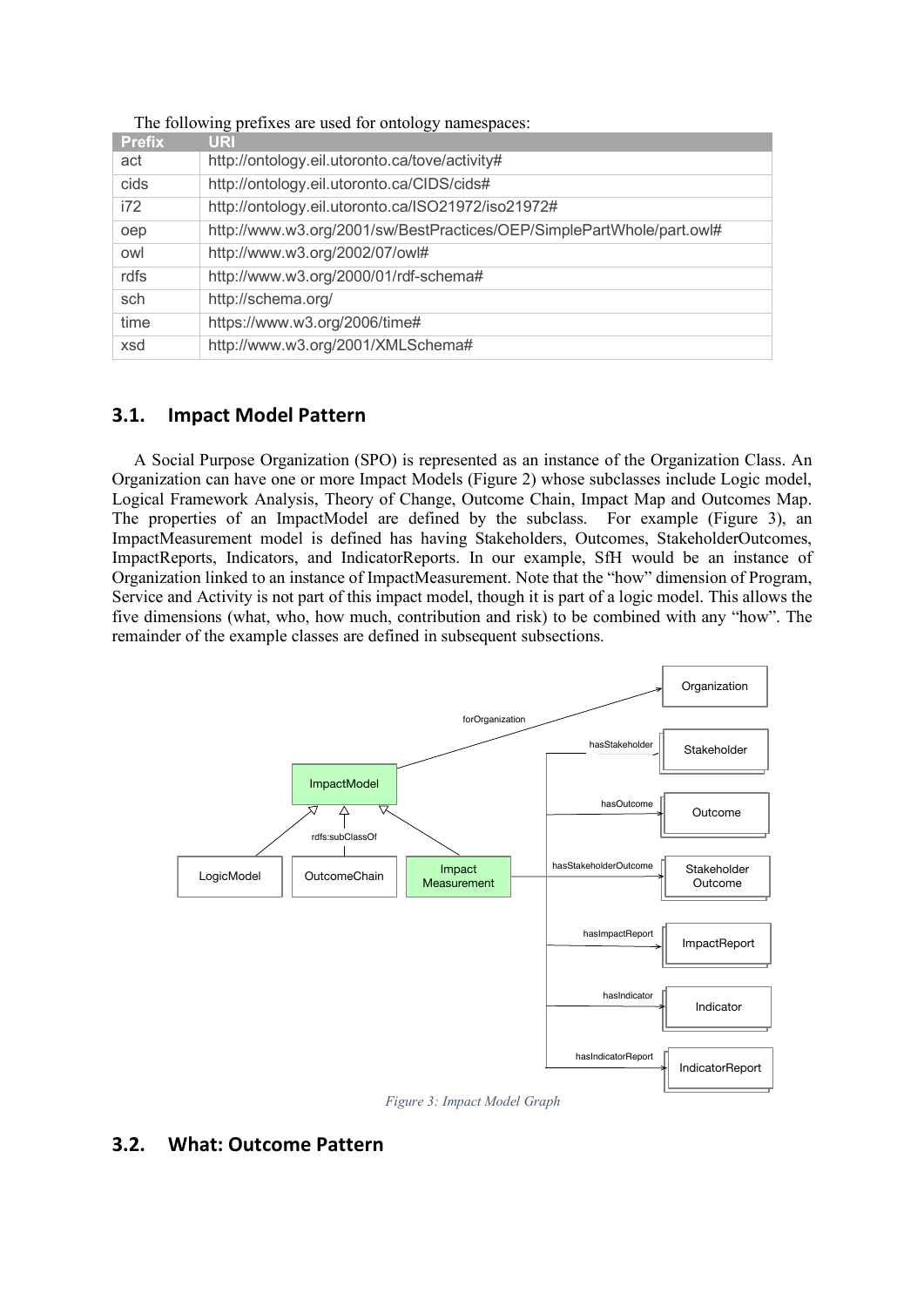The following prefixes are used for ontology namespaces:

| Prefix | URI |
|---|---|
| act | http://ontology.eil.utoronto.ca/tove/activity# |
| cids | http://ontology.eil.utoronto.ca/CIDS/cids# |
| i72 | http://ontology.eil.utoronto.ca/ISO21972/iso21972# |
| oep | http://www.w3.org/2001/sw/BestPractices/OEP/SimplePartWhole/part.owl# |
| owl | http://www.w3.org/2002/07/owl# |
| rdfs | http://www.w3.org/2000/01/rdf-schema# |
| sch | http://schema.org/ |
| time | https://www.w3.org/2006/time# |
| xsd | http://www.w3.org/2001/XMLSchema# |

## 3.1. Impact Model Pattern

A Social Purpose Organization (SPO) is represented as an instance of the Organization Class. An Organization can have one or more Impact Models (Figure 2) whose subclasses include Logic model, Logical Framework Analysis, Theory of Change, Outcome Chain, Impact Map and Outcomes Map. The properties of an ImpactModel are defined by the subclass. For example (Figure 3), an ImpactMeasurement model is defined has having Stakeholders, Outcomes, StakeholderOutcomes, ImpactReports, Indicators, and IndicatorReports. In our example, SfH would be an instance of Organization linked to an instance of ImpactMeasurement. Note that the "how" dimension of Program, Service and Activity is not part of this impact model, though it is part of a logic model. This allows the five dimensions (what, who, how much, contribution and risk) to be combined with any "how". The remainder of the example classes are defined in subsequent subsections.

*Figure 3: Impact Model Graph*

## 3.2. What: Outcome Pattern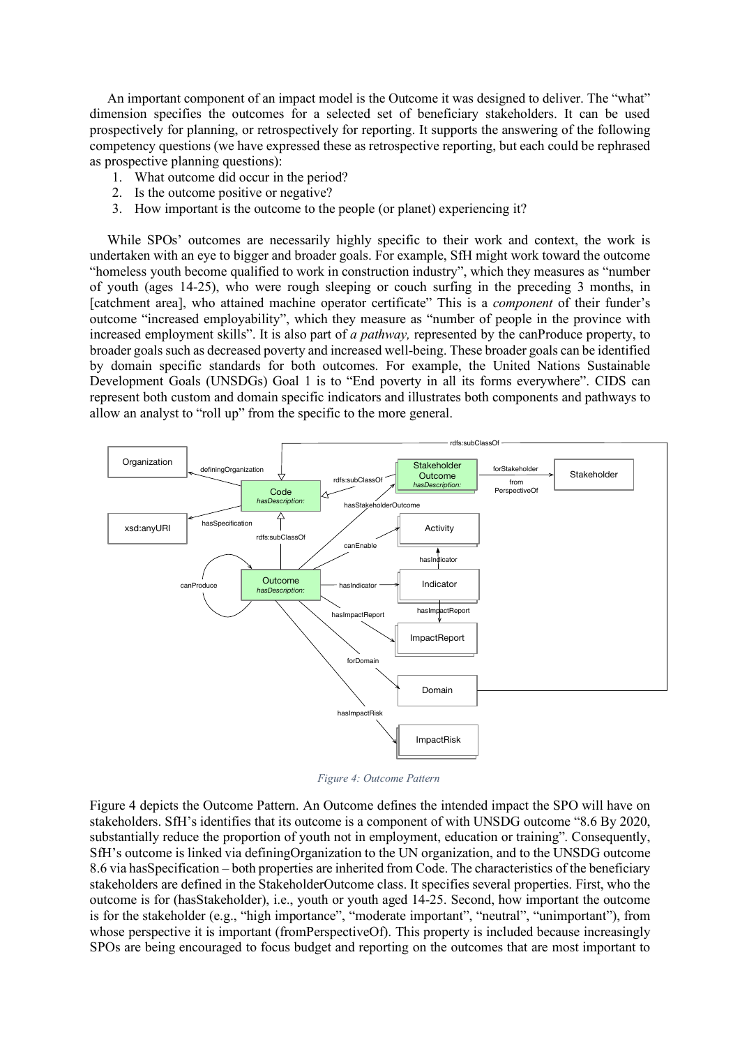An important component of an impact model is the Outcome it was designed to deliver. The "what" dimension specifies the outcomes for a selected set of beneficiary stakeholders. It can be used prospectively for planning, or retrospectively for reporting. It supports the answering of the following competency questions (we have expressed these as retrospective reporting, but each could be rephrased as prospective planning questions):

1. What outcome did occur in the period?
2. Is the outcome positive or negative?
3. How important is the outcome to the people (or planet) experiencing it?

While SPOs' outcomes are necessarily highly specific to their work and context, the work is undertaken with an eye to bigger and broader goals. For example, SfH might work toward the outcome "homeless youth become qualified to work in construction industry", which they measures as "number of youth (ages 14-25), who were rough sleeping or couch surfing in the preceding 3 months, in [catchment area], who attained machine operator certificate" This is a *component* of their funder's outcome "increased employability", which they measure as "number of people in the province with increased employment skills". It is also part of *a pathway,* represented by the canProduce property, to broader goals such as decreased poverty and increased well-being. These broader goals can be identified by domain specific standards for both outcomes. For example, the United Nations Sustainable Development Goals (UNSDGs) Goal 1 is to "End poverty in all its forms everywhere". CIDS can represent both custom and domain specific indicators and illustrates both components and pathways to allow an analyst to "roll up" from the specific to the more general.

*Figure 4: Outcome Pattern*

Figure 4 depicts the Outcome Pattern. An Outcome defines the intended impact the SPO will have on stakeholders. SfH's identifies that its outcome is a component of with UNSDG outcome "8.6 By 2020, substantially reduce the proportion of youth not in employment, education or training". Consequently, SfH's outcome is linked via definingOrganization to the UN organization, and to the UNSDG outcome 8.6 via hasSpecification – both properties are inherited from Code. The characteristics of the beneficiary stakeholders are defined in the StakeholderOutcome class. It specifies several properties. First, who the outcome is for (hasStakeholder), i.e., youth or youth aged 14-25. Second, how important the outcome is for the stakeholder (e.g., "high importance", "moderate important", "neutral", "unimportant"), from whose perspective it is important (fromPerspectiveOf). This property is included because increasingly SPOs are being encouraged to focus budget and reporting on the outcomes that are most important to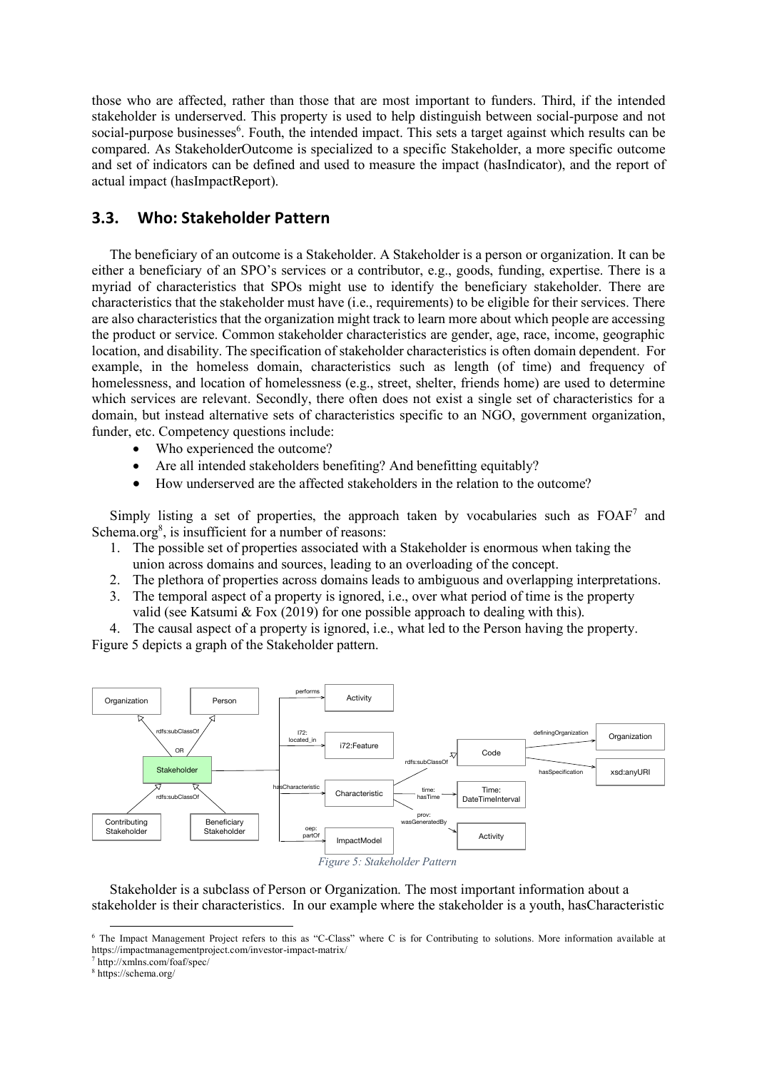those who are affected, rather than those that are most important to funders. Third, if the intended stakeholder is underserved. This property is used to help distinguish between social-purpose and not social-purpose businesses[6]. Fouth, the intended impact. This sets a target against which results can be compared. As StakeholderOutcome is specialized to a specific Stakeholder, a more specific outcome and set of indicators can be defined and used to measure the impact (hasIndicator), and the report of actual impact (hasImpactReport).

## 3.3. Who: Stakeholder Pattern

The beneficiary of an outcome is a Stakeholder. A Stakeholder is a person or organization. It can be either a beneficiary of an SPO's services or a contributor, e.g., goods, funding, expertise. There is a myriad of characteristics that SPOs might use to identify the beneficiary stakeholder. There are characteristics that the stakeholder must have (i.e., requirements) to be eligible for their services. There are also characteristics that the organization might track to learn more about which people are accessing the product or service. Common stakeholder characteristics are gender, age, race, income, geographic location, and disability. The specification of stakeholder characteristics is often domain dependent. For example, in the homeless domain, characteristics such as length (of time) and frequency of homelessness, and location of homelessness (e.g., street, shelter, friends home) are used to determine which services are relevant. Secondly, there often does not exist a single set of characteristics for a domain, but instead alternative sets of characteristics specific to an NGO, government organization, funder, etc. Competency questions include:

- Who experienced the outcome?
- Are all intended stakeholders benefiting? And benefitting equitably?
- How underserved are the affected stakeholders in the relation to the outcome?

Simply listing a set of properties, the approach taken by vocabularies such as FOAF[7] and Schema.org[8], is insufficient for a number of reasons:

1. The possible set of properties associated with a Stakeholder is enormous when taking the union across domains and sources, leading to an overloading of the concept.
2. The plethora of properties across domains leads to ambiguous and overlapping interpretations.
3. The temporal aspect of a property is ignored, i.e., over what period of time is the property valid (see Katsumi & Fox (2019) for one possible approach to dealing with this).
4. The causal aspect of a property is ignored, i.e., what led to the Person having the property.

Figure 5 depicts a graph of the Stakeholder pattern.

*Figure 5: Stakeholder Pattern*

Stakeholder is a subclass of Person or Organization. The most important information about a stakeholder is their characteristics. In our example where the stakeholder is a youth, hasCharacteristic

[6] The Impact Management Project refers to this as "C-Class" where C is for Contributing to solutions. More information available at https://impactmanagementproject.com/investor-impact-matrix/

[7] http://xmlns.com/foaf/spec/

[8] https://schema.org/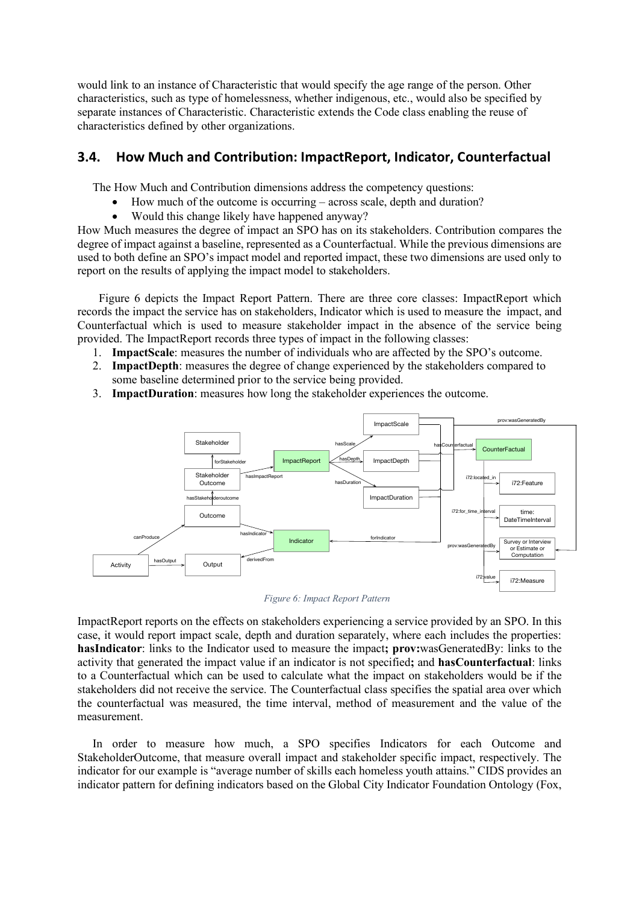would link to an instance of Characteristic that would specify the age range of the person. Other characteristics, such as type of homelessness, whether indigenous, etc., would also be specified by separate instances of Characteristic. Characteristic extends the Code class enabling the reuse of characteristics defined by other organizations.

## 3.4. How Much and Contribution: ImpactReport, Indicator, Counterfactual

The How Much and Contribution dimensions address the competency questions:

- How much of the outcome is occurring – across scale, depth and duration?
- Would this change likely have happened anyway?

How Much measures the degree of impact an SPO has on its stakeholders. Contribution compares the degree of impact against a baseline, represented as a Counterfactual. While the previous dimensions are used to both define an SPO's impact model and reported impact, these two dimensions are used only to report on the results of applying the impact model to stakeholders.

Figure 6 depicts the Impact Report Pattern. There are three core classes: ImpactReport which records the impact the service has on stakeholders, Indicator which is used to measure the impact, and Counterfactual which is used to measure stakeholder impact in the absence of the service being provided. The ImpactReport records three types of impact in the following classes:

1. **ImpactScale**: measures the number of individuals who are affected by the SPO's outcome.
2. **ImpactDepth**: measures the degree of change experienced by the stakeholders compared to some baseline determined prior to the service being provided.
3. **ImpactDuration**: measures how long the stakeholder experiences the outcome.

*Figure 6: Impact Report Pattern*

ImpactReport reports on the effects on stakeholders experiencing a service provided by an SPO. In this case, it would report impact scale, depth and duration separately, where each includes the properties: **hasIndicator**: links to the Indicator used to measure the impact**; prov:**wasGeneratedBy: links to the activity that generated the impact value if an indicator is not specified**;** and **hasCounterfactual**: links to a Counterfactual which can be used to calculate what the impact on stakeholders would be if the stakeholders did not receive the service. The Counterfactual class specifies the spatial area over which the counterfactual was measured, the time interval, method of measurement and the value of the measurement.

In order to measure how much, a SPO specifies Indicators for each Outcome and StakeholderOutcome, that measure overall impact and stakeholder specific impact, respectively. The indicator for our example is "average number of skills each homeless youth attains." CIDS provides an indicator pattern for defining indicators based on the Global City Indicator Foundation Ontology (Fox,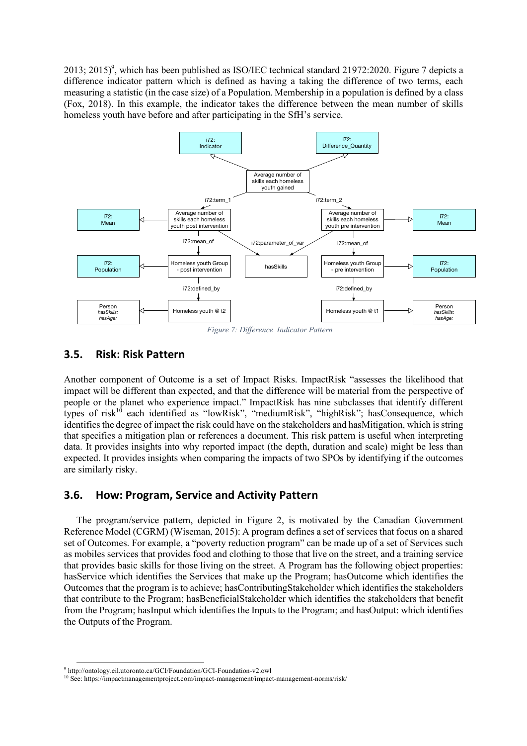2013; 2015)[9], which has been published as ISO/IEC technical standard 21972:2020. Figure 7 depicts a difference indicator pattern which is defined as having a taking the difference of two terms, each measuring a statistic (in the case size) of a Population. Membership in a population is defined by a class (Fox, 2018). In this example, the indicator takes the difference between the mean number of skills homeless youth have before and after participating in the SfH's service.

*Figure 7: Difference Indicator Pattern*

## 3.5. Risk: Risk Pattern

Another component of Outcome is a set of Impact Risks. ImpactRisk "assesses the likelihood that impact will be different than expected, and that the difference will be material from the perspective of people or the planet who experience impact." ImpactRisk has nine subclasses that identify different types of risk[10] each identified as "lowRisk", "mediumRisk", "highRisk"; hasConsequence, which identifies the degree of impact the risk could have on the stakeholders and hasMitigation, which is string that specifies a mitigation plan or references a document. This risk pattern is useful when interpreting data. It provides insights into why reported impact (the depth, duration and scale) might be less than expected. It provides insights when comparing the impacts of two SPOs by identifying if the outcomes are similarly risky.

## 3.6. How: Program, Service and Activity Pattern

The program/service pattern, depicted in Figure 2, is motivated by the Canadian Government Reference Model (CGRM) (Wiseman, 2015): A program defines a set of services that focus on a shared set of Outcomes. For example, a "poverty reduction program" can be made up of a set of Services such as mobiles services that provides food and clothing to those that live on the street, and a training service that provides basic skills for those living on the street. A Program has the following object properties: hasService which identifies the Services that make up the Program; hasOutcome which identifies the Outcomes that the program is to achieve; hasContributingStakeholder which identifies the stakeholders that contribute to the Program; hasBeneficialStakeholder which identifies the stakeholders that benefit from the Program; hasInput which identifies the Inputs to the Program; and hasOutput: which identifies the Outputs of the Program.

[9] http://ontology.eil.utoronto.ca/GCI/Foundation/GCI-Foundation-v2.owl

[10] See: https://impactmanagementproject.com/impact-management/impact-management-norms/risk/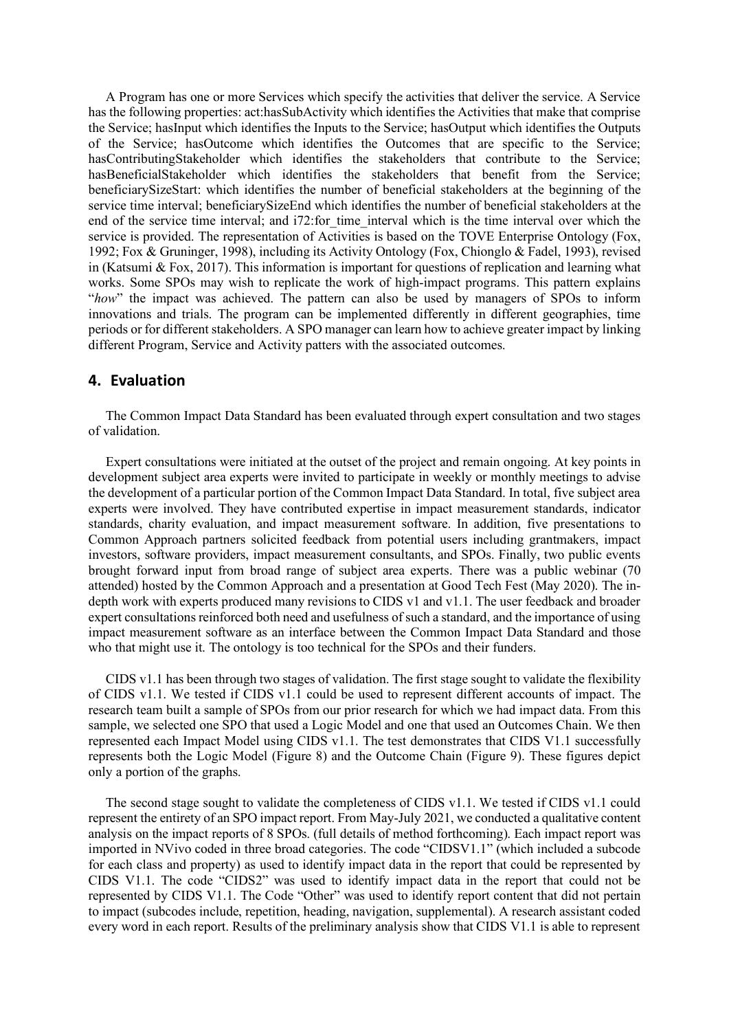A Program has one or more Services which specify the activities that deliver the service. A Service has the following properties: act:hasSubActivity which identifies the Activities that make that comprise the Service; hasInput which identifies the Inputs to the Service; hasOutput which identifies the Outputs of the Service; hasOutcome which identifies the Outcomes that are specific to the Service; hasContributingStakeholder which identifies the stakeholders that contribute to the Service; hasBeneficialStakeholder which identifies the stakeholders that benefit from the Service; beneficiarySizeStart: which identifies the number of beneficial stakeholders at the beginning of the service time interval; beneficiarySizeEnd which identifies the number of beneficial stakeholders at the end of the service time interval; and i72:for_time_interval which is the time interval over which the service is provided. The representation of Activities is based on the TOVE Enterprise Ontology (Fox, 1992; Fox & Gruninger, 1998), including its Activity Ontology (Fox, Chionglo & Fadel, 1993), revised in (Katsumi & Fox, 2017). This information is important for questions of replication and learning what works. Some SPOs may wish to replicate the work of high-impact programs. This pattern explains "*how*" the impact was achieved. The pattern can also be used by managers of SPOs to inform innovations and trials. The program can be implemented differently in different geographies, time periods or for different stakeholders. A SPO manager can learn how to achieve greater impact by linking different Program, Service and Activity patters with the associated outcomes.

## 4. Evaluation

The Common Impact Data Standard has been evaluated through expert consultation and two stages of validation.

Expert consultations were initiated at the outset of the project and remain ongoing. At key points in development subject area experts were invited to participate in weekly or monthly meetings to advise the development of a particular portion of the Common Impact Data Standard. In total, five subject area experts were involved. They have contributed expertise in impact measurement standards, indicator standards, charity evaluation, and impact measurement software. In addition, five presentations to Common Approach partners solicited feedback from potential users including grantmakers, impact investors, software providers, impact measurement consultants, and SPOs. Finally, two public events brought forward input from broad range of subject area experts. There was a public webinar (70 attended) hosted by the Common Approach and a presentation at Good Tech Fest (May 2020). The in-depth work with experts produced many revisions to CIDS v1 and v1.1. The user feedback and broader expert consultations reinforced both need and usefulness of such a standard, and the importance of using impact measurement software as an interface between the Common Impact Data Standard and those who that might use it. The ontology is too technical for the SPOs and their funders.

CIDS v1.1 has been through two stages of validation. The first stage sought to validate the flexibility of CIDS v1.1. We tested if CIDS v1.1 could be used to represent different accounts of impact. The research team built a sample of SPOs from our prior research for which we had impact data. From this sample, we selected one SPO that used a Logic Model and one that used an Outcomes Chain. We then represented each Impact Model using CIDS v1.1. The test demonstrates that CIDS V1.1 successfully represents both the Logic Model (Figure 8) and the Outcome Chain (Figure 9). These figures depict only a portion of the graphs.

The second stage sought to validate the completeness of CIDS v1.1. We tested if CIDS v1.1 could represent the entirety of an SPO impact report. From May-July 2021, we conducted a qualitative content analysis on the impact reports of 8 SPOs. (full details of method forthcoming). Each impact report was imported in NVivo coded in three broad categories. The code "CIDSV1.1" (which included a subcode for each class and property) as used to identify impact data in the report that could be represented by CIDS V1.1. The code "CIDS2" was used to identify impact data in the report that could not be represented by CIDS V1.1. The Code "Other" was used to identify report content that did not pertain to impact (subcodes include, repetition, heading, navigation, supplemental). A research assistant coded every word in each report. Results of the preliminary analysis show that CIDS V1.1 is able to represent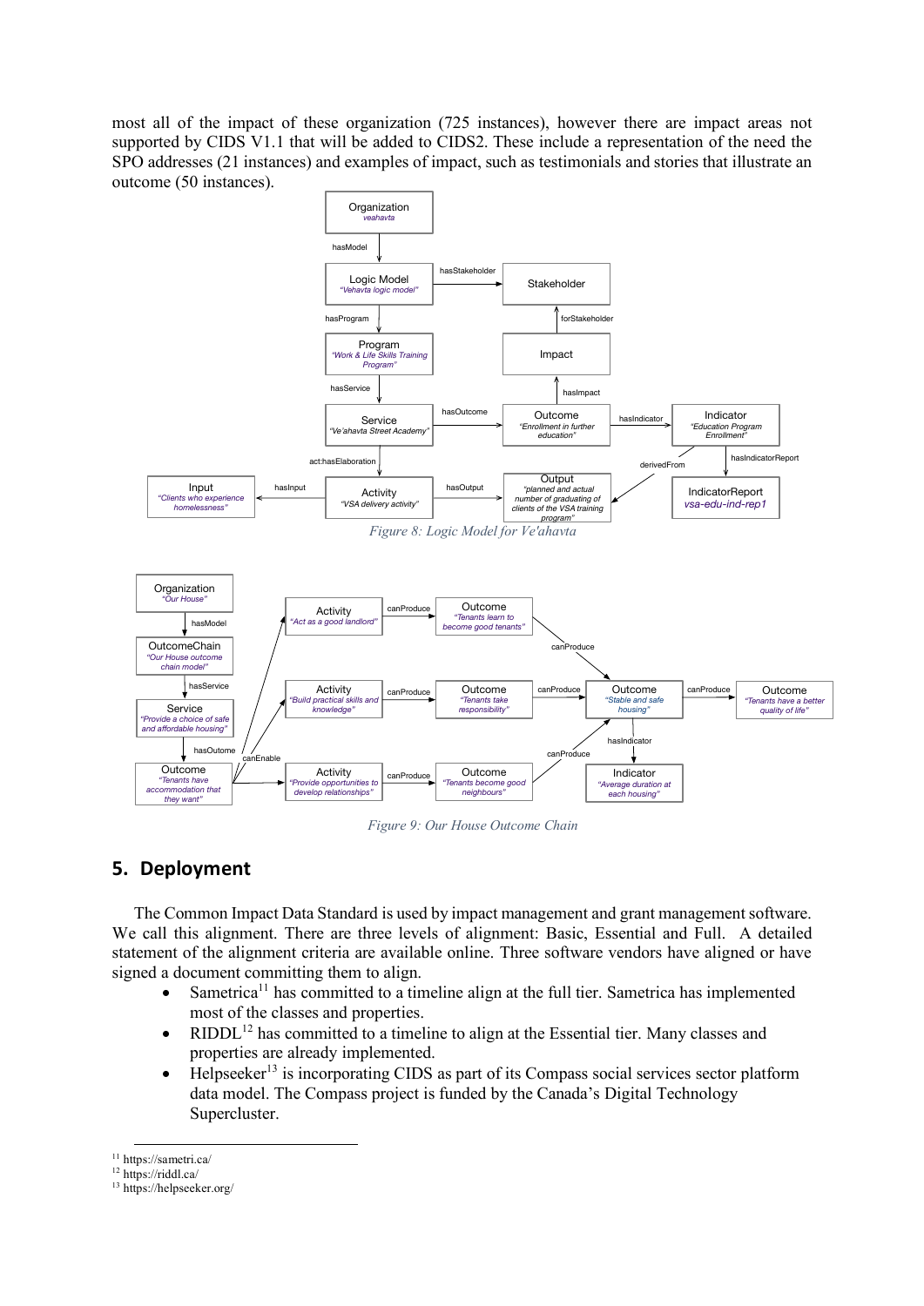most all of the impact of these organization (725 instances), however there are impact areas not supported by CIDS V1.1 that will be added to CIDS2. These include a representation of the need the SPO addresses (21 instances) and examples of impact, such as testimonials and stories that illustrate an outcome (50 instances).

*Figure 8: Logic Model for Ve'ahavta*

*Figure 9: Our House Outcome Chain*

## 5. Deployment

The Common Impact Data Standard is used by impact management and grant management software. We call this alignment. There are three levels of alignment: Basic, Essential and Full. A detailed statement of the alignment criteria are available online. Three software vendors have aligned or have signed a document committing them to align.

- Sametrica[11] has committed to a timeline align at the full tier. Sametrica has implemented most of the classes and properties.
- RIDDL[12] has committed to a timeline to align at the Essential tier. Many classes and properties are already implemented.
- Helpseeker[13] is incorporating CIDS as part of its Compass social services sector platform data model. The Compass project is funded by the Canada's Digital Technology Supercluster.

[11] https://sametri.ca/

[12] https://riddl.ca/

[13] https://helpseeker.org/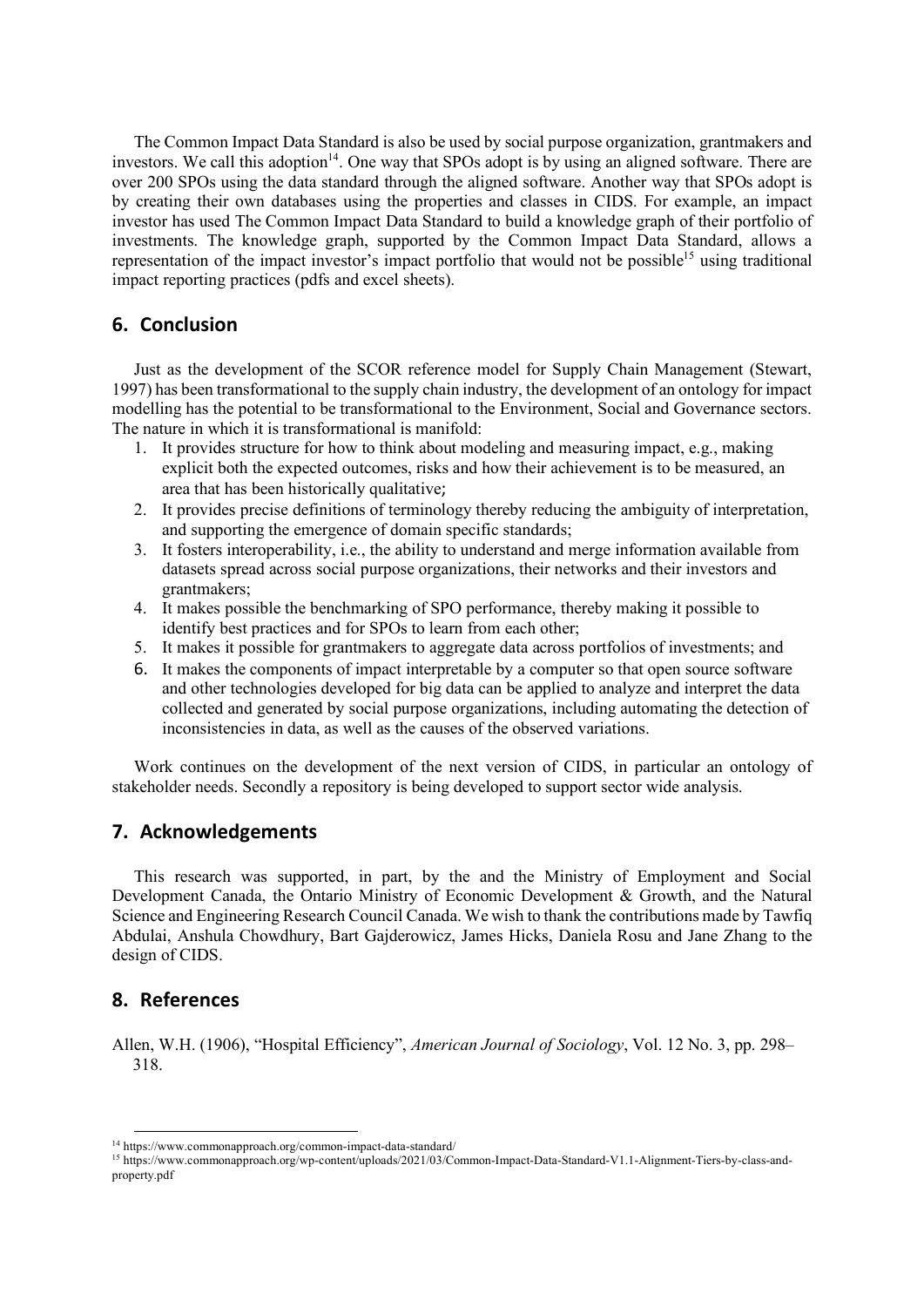The Common Impact Data Standard is also be used by social purpose organization, grantmakers and investors. We call this adoption[14]. One way that SPOs adopt is by using an aligned software. There are over 200 SPOs using the data standard through the aligned software. Another way that SPOs adopt is by creating their own databases using the properties and classes in CIDS. For example, an impact investor has used The Common Impact Data Standard to build a knowledge graph of their portfolio of investments. The knowledge graph, supported by the Common Impact Data Standard, allows a representation of the impact investor's impact portfolio that would not be possible[15] using traditional impact reporting practices (pdfs and excel sheets).

## 6. Conclusion

Just as the development of the SCOR reference model for Supply Chain Management (Stewart, 1997) has been transformational to the supply chain industry, the development of an ontology for impact modelling has the potential to be transformational to the Environment, Social and Governance sectors. The nature in which it is transformational is manifold:

1. It provides structure for how to think about modeling and measuring impact, e.g., making explicit both the expected outcomes, risks and how their achievement is to be measured, an area that has been historically qualitative;
2. It provides precise definitions of terminology thereby reducing the ambiguity of interpretation, and supporting the emergence of domain specific standards;
3. It fosters interoperability, i.e., the ability to understand and merge information available from datasets spread across social purpose organizations, their networks and their investors and grantmakers;
4. It makes possible the benchmarking of SPO performance, thereby making it possible to identify best practices and for SPOs to learn from each other;
5. It makes it possible for grantmakers to aggregate data across portfolios of investments; and
6. It makes the components of impact interpretable by a computer so that open source software and other technologies developed for big data can be applied to analyze and interpret the data collected and generated by social purpose organizations, including automating the detection of inconsistencies in data, as well as the causes of the observed variations.

Work continues on the development of the next version of CIDS, in particular an ontology of stakeholder needs. Secondly a repository is being developed to support sector wide analysis.

## 7. Acknowledgements

This research was supported, in part, by the and the Ministry of Employment and Social Development Canada, the Ontario Ministry of Economic Development & Growth, and the Natural Science and Engineering Research Council Canada. We wish to thank the contributions made by Tawfiq Abdulai, Anshula Chowdhury, Bart Gajderowicz, James Hicks, Daniela Rosu and Jane Zhang to the design of CIDS.

## 8. References

Allen, W.H. (1906), "Hospital Efficiency", *American Journal of Sociology*, Vol. 12 No. 3, pp. 298–318.

[14] https://www.commonapproach.org/common-impact-data-standard/

[15] https://www.commonapproach.org/wp-content/uploads/2021/03/Common-Impact-Data-Standard-V1.1-Alignment-Tiers-by-class-and-property.pdf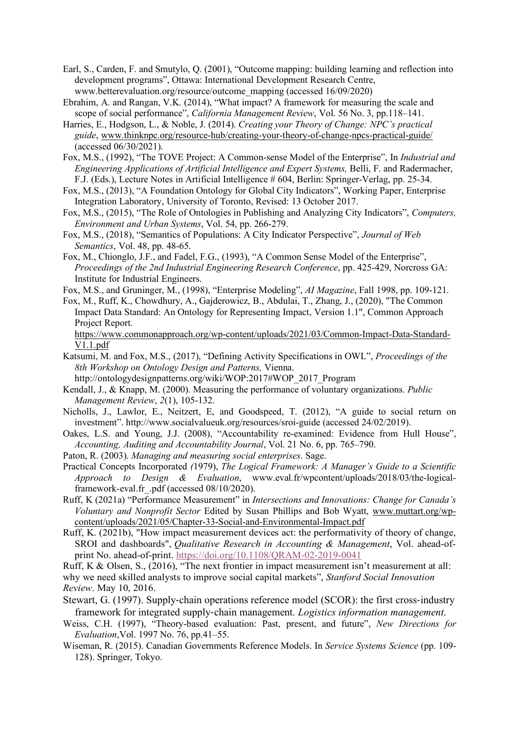Earl, S., Carden, F. and Smutylo, Q. (2001), "Outcome mapping: building learning and reflection into development programs", Ottawa: International Development Research Centre, www.betterevaluation.org/resource/outcome_mapping (accessed 16/09/2020)

Ebrahim, A. and Rangan, V.K. (2014), "What impact? A framework for measuring the scale and scope of social performance", *California Management Review*, Vol. 56 No. 3, pp.118–141.

Harries, E., Hodgson, L., & Noble, J. (2014). *Creating your Theory of Change: NPC's practical guide*, www.thinknpc.org/resource-hub/creating-your-theory-of-change-npcs-practical-guide/ (accessed 06/30/2021).

Fox, M.S., (1992), "The TOVE Project: A Common-sense Model of the Enterprise", In *Industrial and Engineering Applications of Artificial Intelligence and Expert Systems,* Belli, F. and Radermacher, F.J. (Eds.), Lecture Notes in Artificial Intelligence # 604, Berlin: Springer-Verlag, pp. 25-34.

Fox, M.S., (2013), "A Foundation Ontology for Global City Indicators", Working Paper, Enterprise Integration Laboratory, University of Toronto, Revised: 13 October 2017.

Fox, M.S., (2015), "The Role of Ontologies in Publishing and Analyzing City Indicators", *Computers, Environment and Urban Systems*, Vol. 54, pp. 266-279.

Fox, M.S., (2018), "Semantics of Populations: A City Indicator Perspective", *Journal of Web Semantics*, Vol. 48, pp. 48-65.

Fox, M., Chionglo, J.F., and Fadel, F.G., (1993), "A Common Sense Model of the Enterprise", *Proceedings of the 2nd Industrial Engineering Research Conference*, pp. 425-429, Norcross GA: Institute for Industrial Engineers.

Fox, M.S., and Gruninger, M., (1998), "Enterprise Modeling", *AI Magazine*, Fall 1998, pp. 109-121.

Fox, M., Ruff, K., Chowdhury, A., Gajderowicz, B., Abdulai, T., Zhang, J., (2020), "The Common Impact Data Standard: An Ontology for Representing Impact, Version 1.1", Common Approach Project Report. https://www.commonapproach.org/wp-content/uploads/2021/03/Common-Impact-Data-Standard-V1.1.pdf

Katsumi, M. and Fox, M.S., (2017), "Defining Activity Specifications in OWL", *Proceedings of the 8th Workshop on Ontology Design and Patterns,* Vienna. http://ontologydesignpatterns.org/wiki/WOP:2017#WOP_2017_Program

Kendall, J., & Knapp, M. (2000). Measuring the performance of voluntary organizations. *Public Management Review*, *2*(1), 105-132.

Nicholls, J., Lawlor, E., Neitzert, E, and Goodspeed, T. (2012), "A guide to social return on investment". http://www.socialvalueuk.org/resources/sroi-guide (accessed 24/02/2019).

Oakes, L.S. and Young, J.J. (2008), "Accountability re-examined: Evidence from Hull House", *Accounting, Auditing and Accountability Journal*, Vol. 21 No. 6, pp. 765–790.

Paton, R. (2003). *Managing and measuring social enterprises*. Sage.

Practical Concepts Incorporated *(*1979), *The Logical Framework: A Manager's Guide to a Scientific Approach to Design & Evaluation*, www.eval.fr/wpcontent/uploads/2018/03/the-logical-framework-eval.fr_.pdf (accessed 08/10/2020).

Ruff, K (2021a) "Performance Measurement" in *Intersections and Innovations: Change for Canada's Voluntary and Nonprofit Sector* Edited by Susan Phillips and Bob Wyatt, www.muttart.org/wp-content/uploads/2021/05/Chapter-33-Social-and-Environmental-Impact.pdf

Ruff, K. (2021b), "How impact measurement devices act: the performativity of theory of change, SROI and dashboards", *Qualitative Research in Accounting & Management*, Vol. ahead-of-print No. ahead-of-print. https://doi.org/10.1108/QRAM-02-2019-0041

Ruff, K & Olsen, S., (2016), "The next frontier in impact measurement isn't measurement at all: why we need skilled analysts to improve social capital markets", *Stanford Social Innovation Review*. May 10, 2016.

Stewart, G. (1997). Supply-chain operations reference model (SCOR): the first cross-industry framework for integrated supply-chain management. *Logistics information management*.

Weiss, C.H. (1997), "Theory-based evaluation: Past, present, and future", *New Directions for Evaluation*,Vol. 1997 No. 76, pp.41–55.

Wiseman, R. (2015). Canadian Governments Reference Models. In *Service Systems Science* (pp. 109-128). Springer, Tokyo.